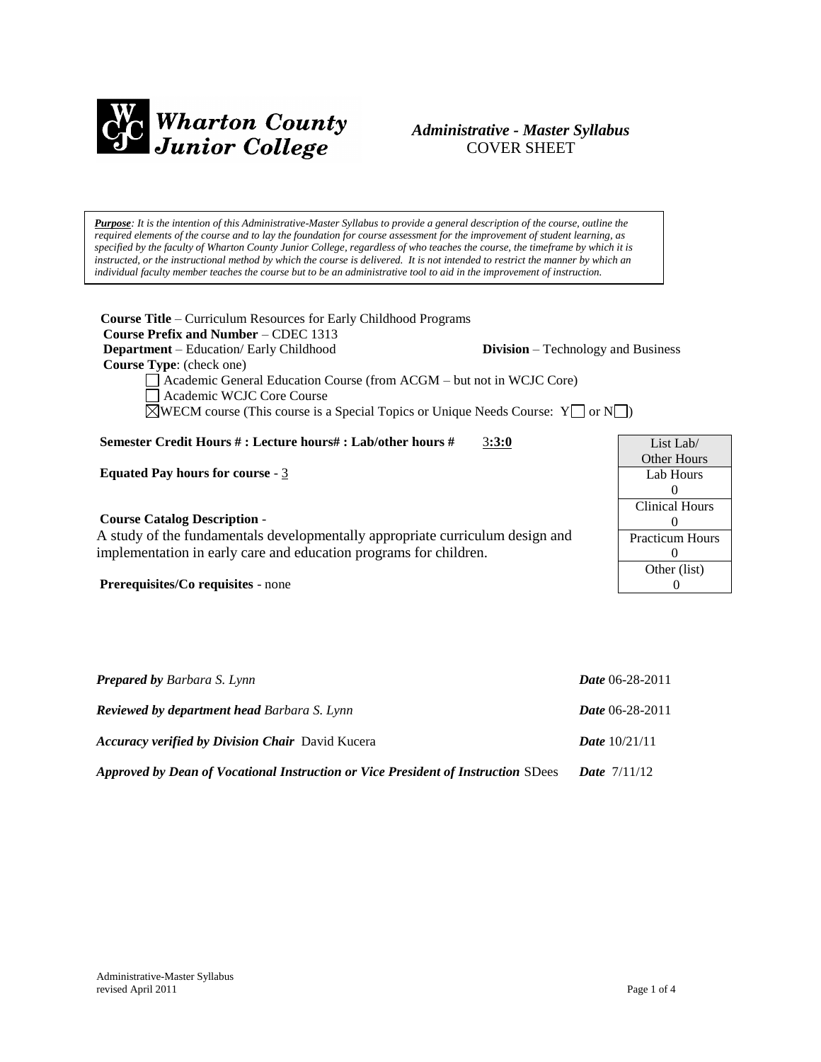**Wharton County Junior College**

## *Administrative - Master Syllabus*
COVER SHEET

***Purpose**: It is the intention of this Administrative-Master Syllabus to provide a general description of the course, outline the required elements of the course and to lay the foundation for course assessment for the improvement of student learning, as specified by the faculty of Wharton County Junior College, regardless of who teaches the course, the timeframe by which it is instructed, or the instructional method by which the course is delivered. It is not intended to restrict the manner by which an individual faculty member teaches the course but to be an administrative tool to aid in the improvement of instruction.*

**Course Title** – Curriculum Resources for Early Childhood Programs
**Course Prefix and Number** – CDEC 1313
**Department** – Education/ Early Childhood **Division** – Technology and Business
**Course Type**: (check one)

- ☐ Academic General Education Course (from ACGM – but not in WCJC Core)
- ☐ Academic WCJC Core Course
- ☒ WECM course (This course is a Special Topics or Unique Needs Course: Y☐ or N☐)

**Semester Credit Hours # : Lecture hours# : Lab/other hours #** 3**:3:0**

**Equated Pay hours for course** - 3

**Course Catalog Description** -
A study of the fundamentals developmentally appropriate curriculum design and implementation in early care and education programs for children.

**Prerequisites/Co requisites** - none

| List Lab/ Other Hours |
|---|
| Lab Hours |
| 0 |
| Clinical Hours |
| 0 |
| Practicum Hours |
| 0 |
| Other (list) |
| 0 |

***Prepared by** Barbara S. Lynn* — ***Date** 06-28-2011*

***Reviewed by department head** Barbara S. Lynn* — ***Date** 06-28-2011*

***Accuracy verified by Division Chair*** David Kucera — ***Date*** 10/21/11

***Approved by Dean of Vocational Instruction or Vice President of Instruction*** SDees — ***Date*** 7/11/12

Administrative-Master Syllabus
revised April 2011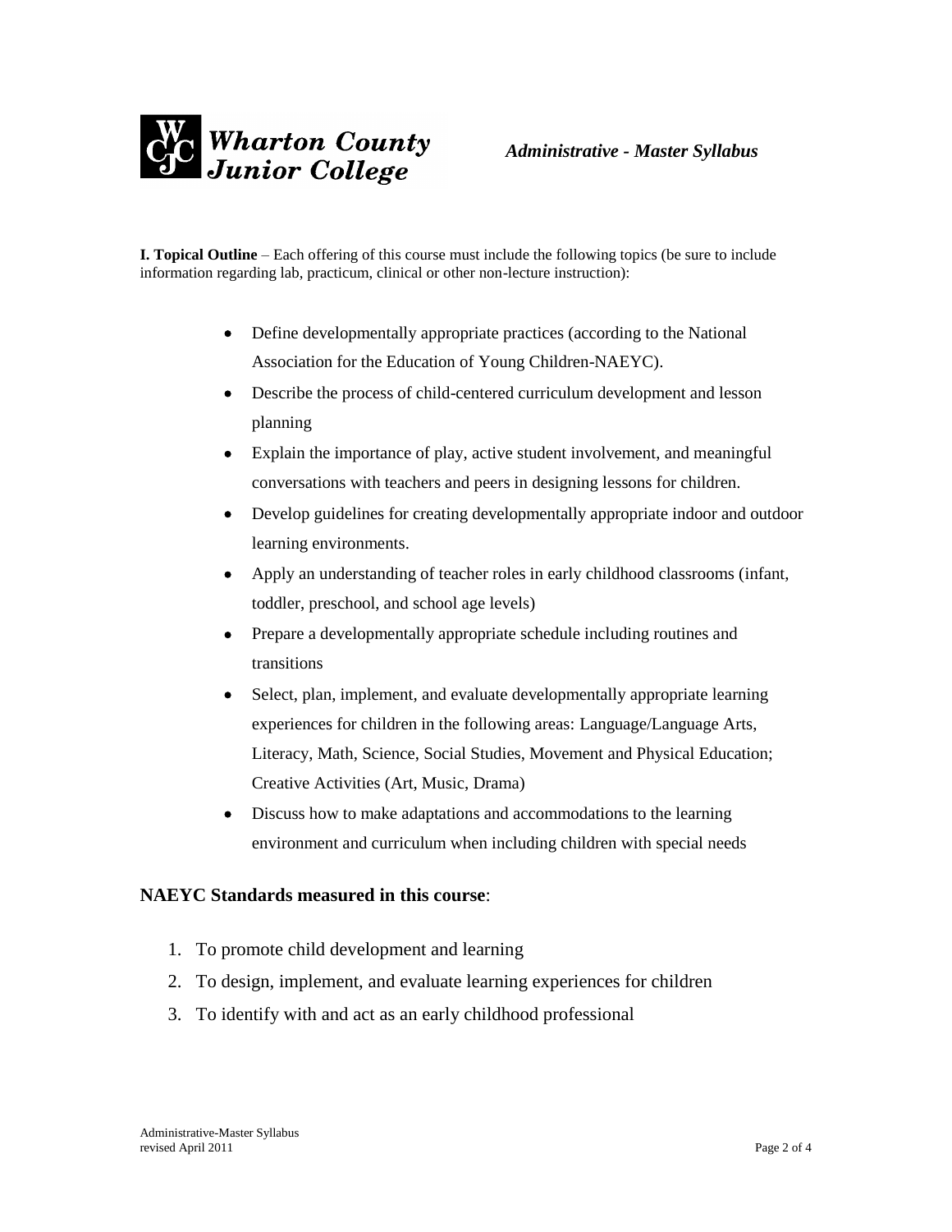**I. Topical Outline** – Each offering of this course must include the following topics (be sure to include information regarding lab, practicum, clinical or other non-lecture instruction):

- Define developmentally appropriate practices (according to the National Association for the Education of Young Children-NAEYC).
- Describe the process of child-centered curriculum development and lesson planning
- Explain the importance of play, active student involvement, and meaningful conversations with teachers and peers in designing lessons for children.
- Develop guidelines for creating developmentally appropriate indoor and outdoor learning environments.
- Apply an understanding of teacher roles in early childhood classrooms (infant, toddler, preschool, and school age levels)
- Prepare a developmentally appropriate schedule including routines and transitions
- Select, plan, implement, and evaluate developmentally appropriate learning experiences for children in the following areas: Language/Language Arts, Literacy, Math, Science, Social Studies, Movement and Physical Education; Creative Activities (Art, Music, Drama)
- Discuss how to make adaptations and accommodations to the learning environment and curriculum when including children with special needs

**NAEYC Standards measured in this course**:

1. To promote child development and learning
2. To design, implement, and evaluate learning experiences for children
3. To identify with and act as an early childhood professional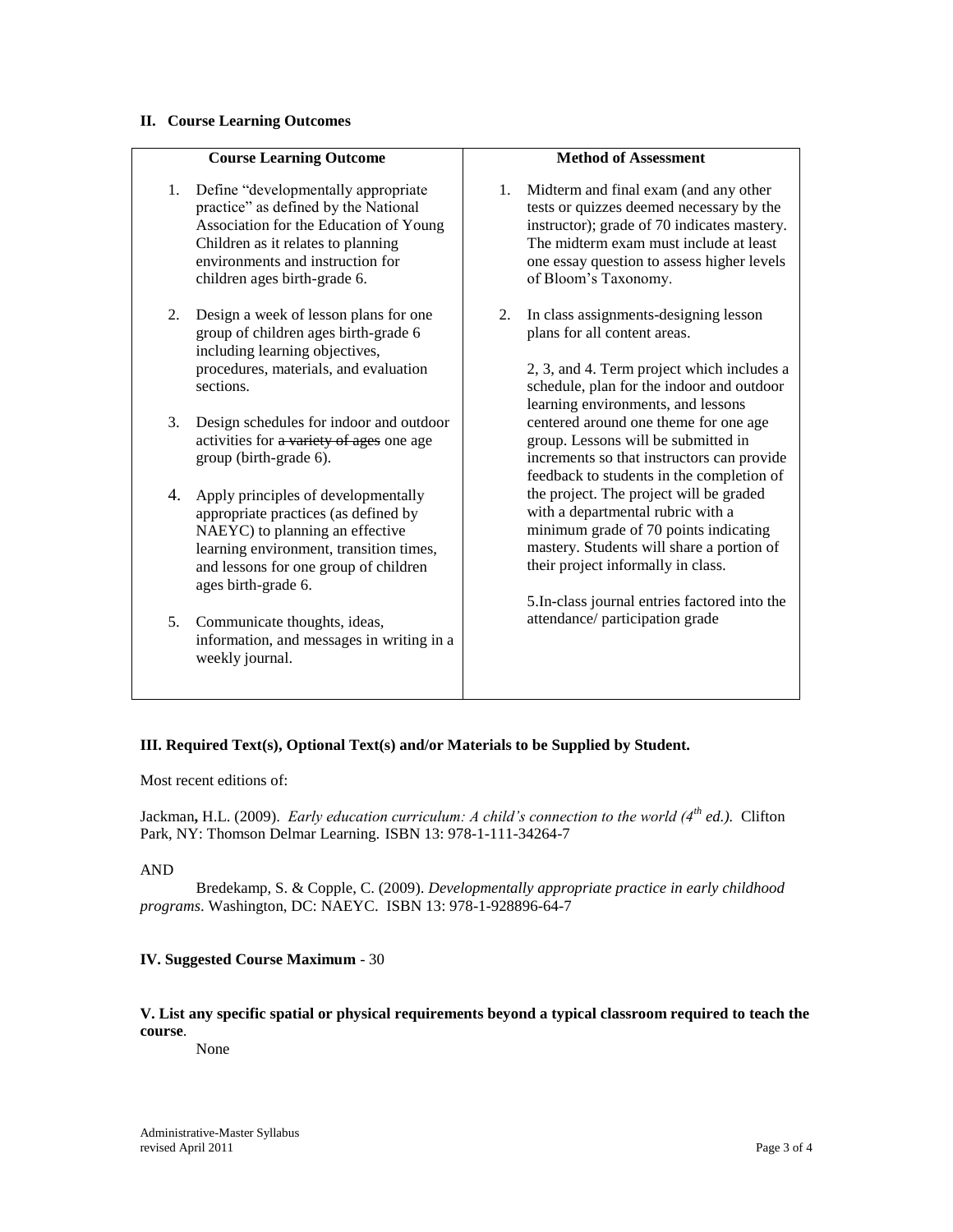### II. Course Learning Outcomes

| Course Learning Outcome | Method of Assessment |
|---|---|
| 1. Define "developmentally appropriate practice" as defined by the National Association for the Education of Young Children as it relates to planning environments and instruction for children ages birth-grade 6. | 1. Midterm and final exam (and any other tests or quizzes deemed necessary by the instructor); grade of 70 indicates mastery. The midterm exam must include at least one essay question to assess higher levels of Bloom's Taxonomy. |
| 2. Design a week of lesson plans for one group of children ages birth-grade 6 including learning objectives, procedures, materials, and evaluation sections.<br><br>3. Design schedules for indoor and outdoor activities for ~~a variety of ages~~ one age group (birth-grade 6).<br><br>4. Apply principles of developmentally appropriate practices (as defined by NAEYC) to planning an effective learning environment, transition times, and lessons for one group of children ages birth-grade 6. | 2. In class assignments-designing lesson plans for all content areas.<br><br>2, 3, and 4. Term project which includes a schedule, plan for the indoor and outdoor learning environments, and lessons centered around one theme for one age group. Lessons will be submitted in increments so that instructors can provide feedback to students in the completion of the project. The project will be graded with a departmental rubric with a minimum grade of 70 points indicating mastery. Students will share a portion of their project informally in class. |
| 5. Communicate thoughts, ideas, information, and messages in writing in a weekly journal. | 5. In-class journal entries factored into the attendance/ participation grade |

### III. Required Text(s), Optional Text(s) and/or Materials to be Supplied by Student.

Most recent editions of:

Jackman**,** H.L. (2009). *Early education curriculum: A child's connection to the world (4th ed.).* Clifton Park, NY: Thomson Delmar Learning. ISBN 13: 978-1-111-34264-7

AND

Bredekamp, S. & Copple, C. (2009). *Developmentally appropriate practice in early childhood programs*. Washington, DC: NAEYC. ISBN 13: 978-1-928896-64-7

### IV. Suggested Course Maximum - 30

### V. List any specific spatial or physical requirements beyond a typical classroom required to teach the course.

None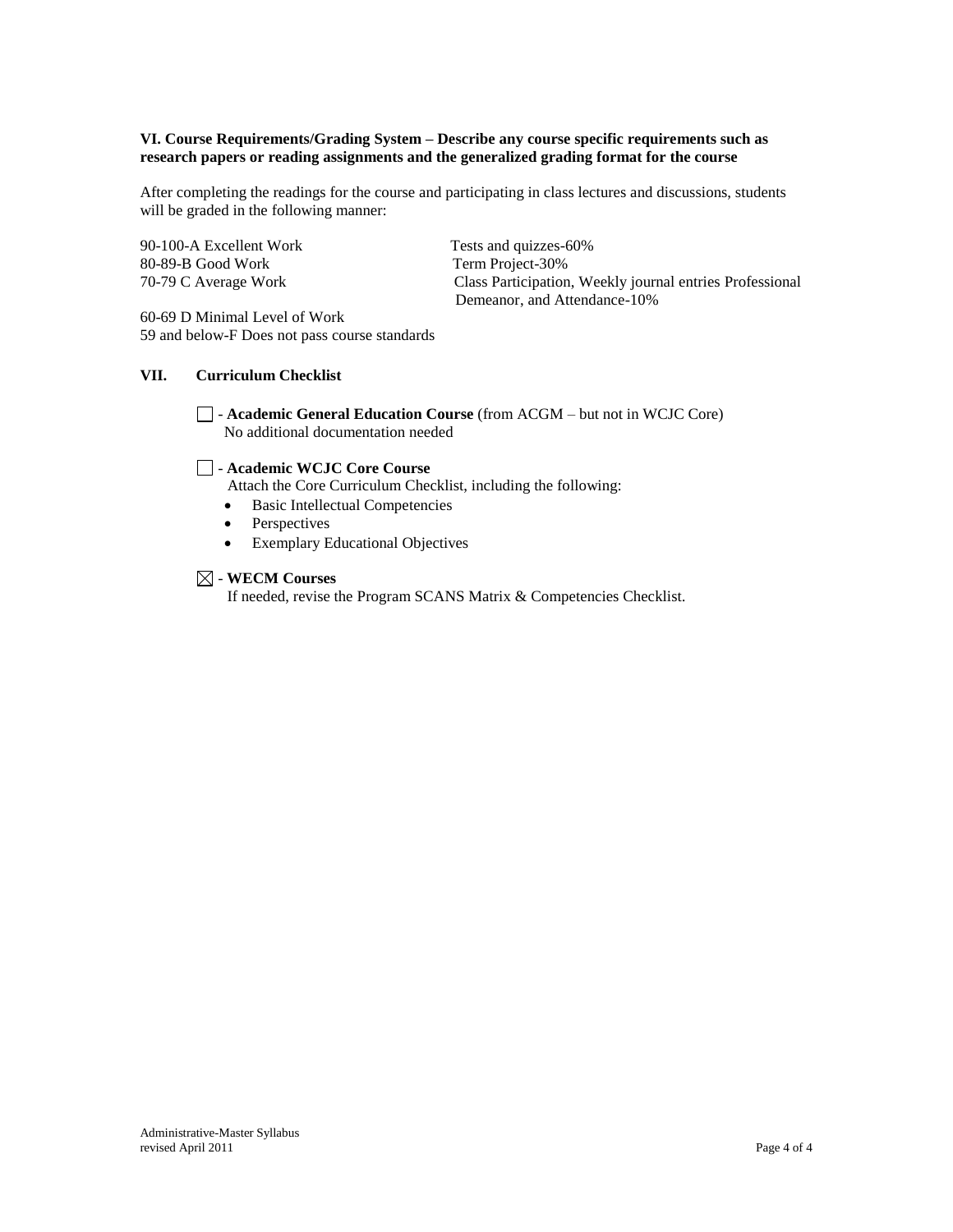**VI. Course Requirements/Grading System – Describe any course specific requirements such as research papers or reading assignments and the generalized grading format for the course**

After completing the readings for the course and participating in class lectures and discussions, students will be graded in the following manner:

| | |
|---|---|
| 90-100-A Excellent Work | Tests and quizzes-60% |
| 80-89-B Good Work | Term Project-30% |
| 70-79 C Average Work | Class Participation, Weekly journal entries Professional Demeanor, and Attendance-10% |
| 60-69 D Minimal Level of Work | |
| 59 and below-F Does not pass course standards | |

## VII. Curriculum Checklist

☐ - **Academic General Education Course** (from ACGM – but not in WCJC Core)
No additional documentation needed

☐ - **Academic WCJC Core Course**
Attach the Core Curriculum Checklist, including the following:

- Basic Intellectual Competencies
- Perspectives
- Exemplary Educational Objectives

☒ - **WECM Courses**
If needed, revise the Program SCANS Matrix & Competencies Checklist.